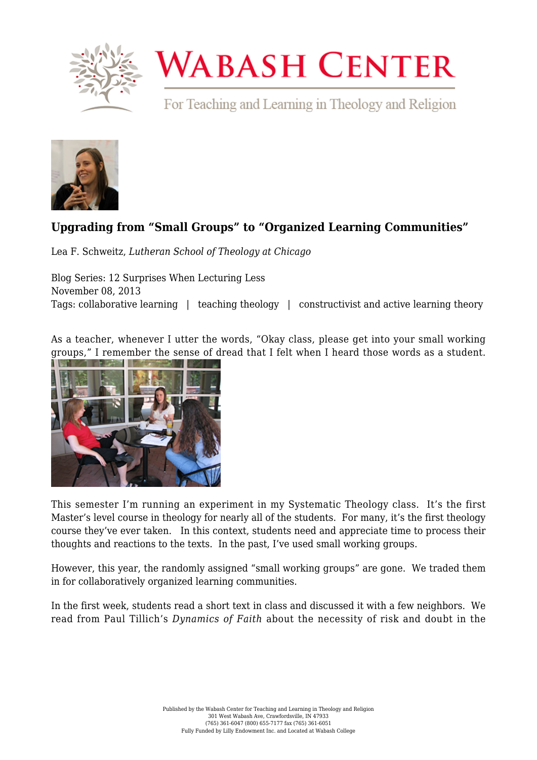# Upgrading from "Small Groups" to "Organized Learning Communities"

Lea F. Schweitz, *Lutheran School of Theology at Chicago*

Blog Series: 12 Surprises When Lecturing Less
November 08, 2013
Tags: collaborative learning | teaching theology | constructivist and active learning theory

As a teacher, whenever I utter the words, "Okay class, please get into your small working groups," I remember the sense of dread that I felt when I heard those words as a student.

This semester I'm running an experiment in my Systematic Theology class. It's the first Master's level course in theology for nearly all of the students. For many, it's the first theology course they've ever taken. In this context, students need and appreciate time to process their thoughts and reactions to the texts. In the past, I've used small working groups.

However, this year, the randomly assigned "small working groups" are gone. We traded them in for collaboratively organized learning communities.

In the first week, students read a short text in class and discussed it with a few neighbors. We read from Paul Tillich's *Dynamics of Faith* about the necessity of risk and doubt in the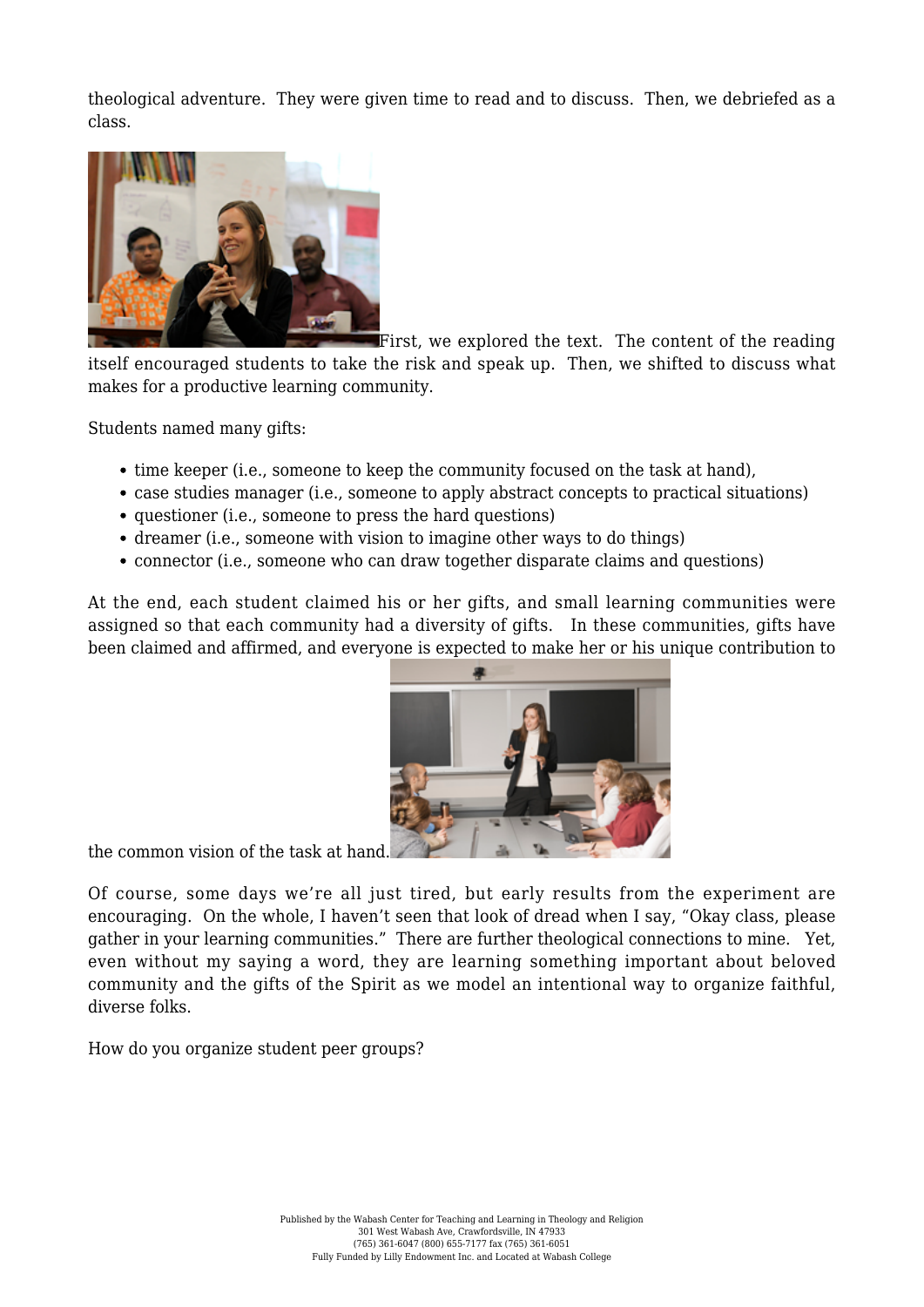theological adventure. They were given time to read and to discuss. Then, we debriefed as a class.

First, we explored the text. The content of the reading itself encouraged students to take the risk and speak up. Then, we shifted to discuss what makes for a productive learning community.

Students named many gifts:

- time keeper (i.e., someone to keep the community focused on the task at hand),
- case studies manager (i.e., someone to apply abstract concepts to practical situations)
- questioner (i.e., someone to press the hard questions)
- dreamer (i.e., someone with vision to imagine other ways to do things)
- connector (i.e., someone who can draw together disparate claims and questions)

At the end, each student claimed his or her gifts, and small learning communities were assigned so that each community had a diversity of gifts. In these communities, gifts have been claimed and affirmed, and everyone is expected to make her or his unique contribution to the common vision of the task at hand.

Of course, some days we're all just tired, but early results from the experiment are encouraging. On the whole, I haven't seen that look of dread when I say, "Okay class, please gather in your learning communities." There are further theological connections to mine. Yet, even without my saying a word, they are learning something important about beloved community and the gifts of the Spirit as we model an intentional way to organize faithful, diverse folks.

How do you organize student peer groups?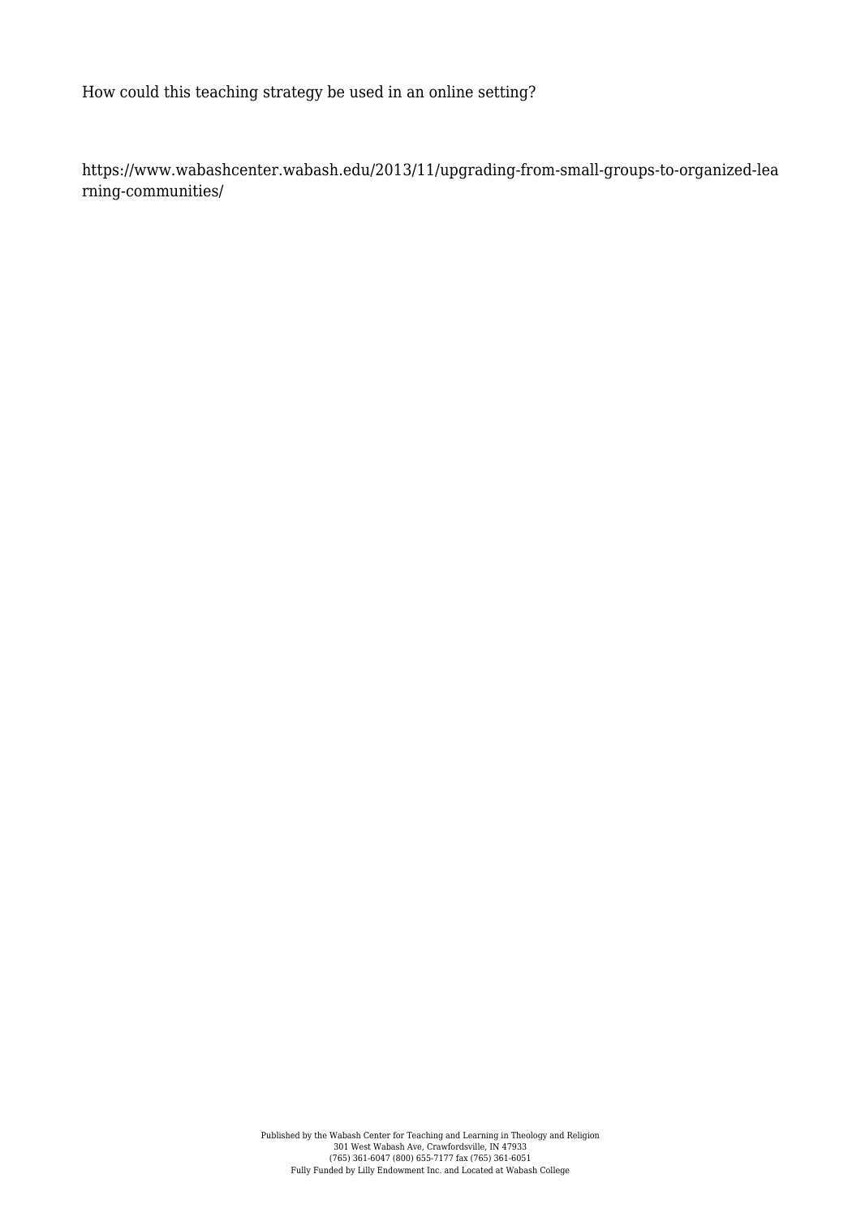How could this teaching strategy be used in an online setting?

https://www.wabashcenter.wabash.edu/2013/11/upgrading-from-small-groups-to-organized-learning-communities/